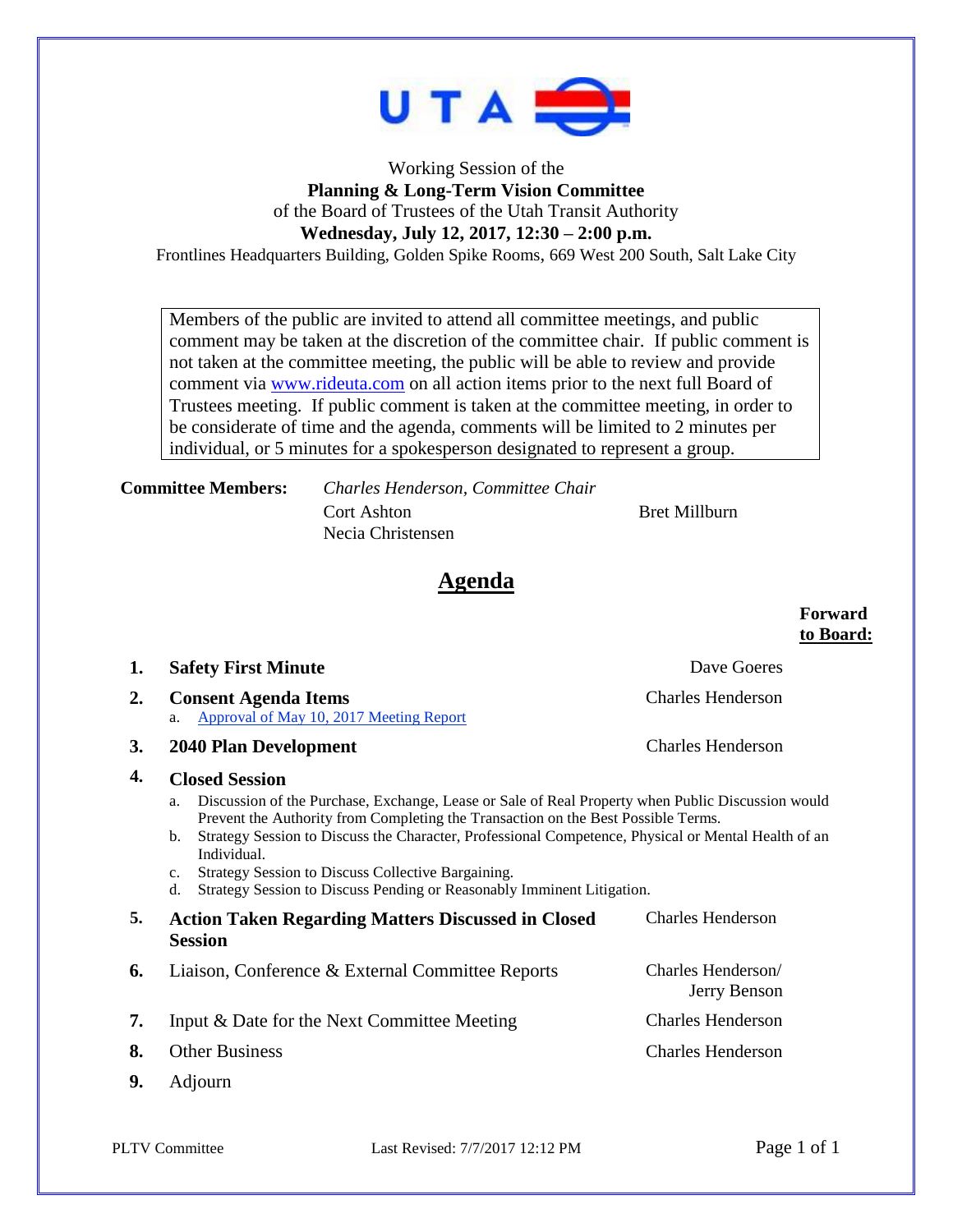Working Session of the

**Planning & Long-Term Vision Committee**

of the Board of Trustees of the Utah Transit Authority

**Wednesday, July 12, 2017, 12:30 – 2:00 p.m.**

Frontlines Headquarters Building, Golden Spike Rooms, 669 West 200 South, Salt Lake City

> Members of the public are invited to attend all committee meetings, and public comment may be taken at the discretion of the committee chair. If public comment is not taken at the committee meeting, the public will be able to review and provide comment via www.rideuta.com on all action items prior to the next full Board of Trustees meeting. If public comment is taken at the committee meeting, in order to be considerate of time and the agenda, comments will be limited to 2 minutes per individual, or 5 minutes for a spokesperson designated to represent a group.

**Committee Members:**

*Charles Henderson, Committee Chair*
Cort Ashton
Necia Christensen
Bret Millburn

# Agenda

**Forward to Board:**

1. **Safety First Minute** — Dave Goeres
2. **Consent Agenda Items** — Charles Henderson
   a. Approval of May 10, 2017 Meeting Report
3. **2040 Plan Development** — Charles Henderson
4. **Closed Session**
   a. Discussion of the Purchase, Exchange, Lease or Sale of Real Property when Public Discussion would Prevent the Authority from Completing the Transaction on the Best Possible Terms.
   b. Strategy Session to Discuss the Character, Professional Competence, Physical or Mental Health of an Individual.
   c. Strategy Session to Discuss Collective Bargaining.
   d. Strategy Session to Discuss Pending or Reasonably Imminent Litigation.
5. **Action Taken Regarding Matters Discussed in Closed Session** — Charles Henderson
6. Liaison, Conference & External Committee Reports — Charles Henderson/ Jerry Benson
7. Input & Date for the Next Committee Meeting — Charles Henderson
8. Other Business — Charles Henderson
9. Adjourn

PLTV Committee Last Revised: 7/7/2017 12:12 PM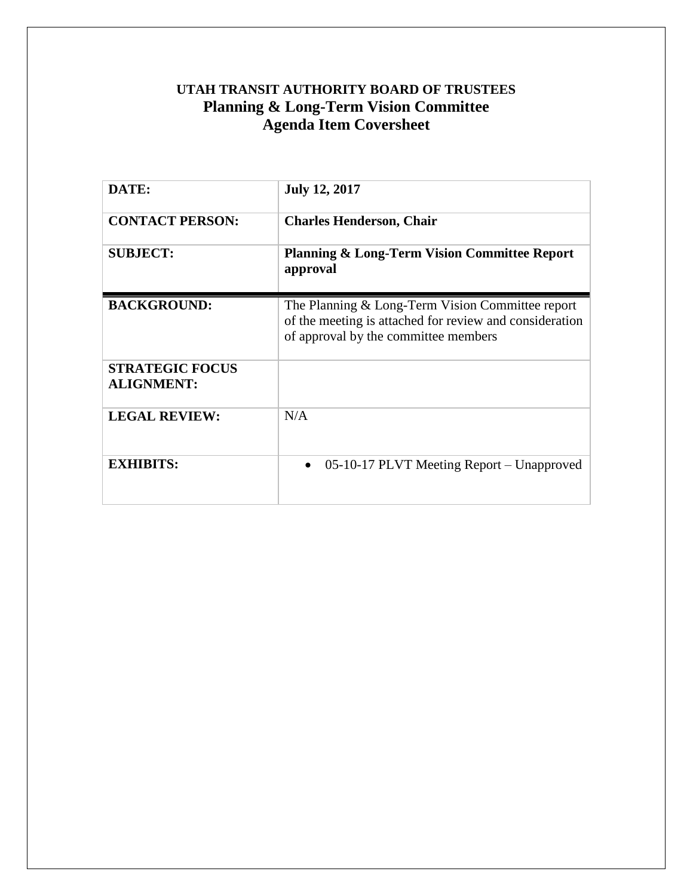**UTAH TRANSIT AUTHORITY BOARD OF TRUSTEES**
**Planning & Long-Term Vision Committee**
**Agenda Item Coversheet**

| | |
|---|---|
| **DATE:** | **July 12, 2017** |
| **CONTACT PERSON:** | **Charles Henderson, Chair** |
| **SUBJECT:** | **Planning & Long-Term Vision Committee Report approval** |
| **BACKGROUND:** | The Planning & Long-Term Vision Committee report of the meeting is attached for review and consideration of approval by the committee members |
| **STRATEGIC FOCUS ALIGNMENT:** | |
| **LEGAL REVIEW:** | N/A |
| **EXHIBITS:** | • 05-10-17 PLVT Meeting Report – Unapproved |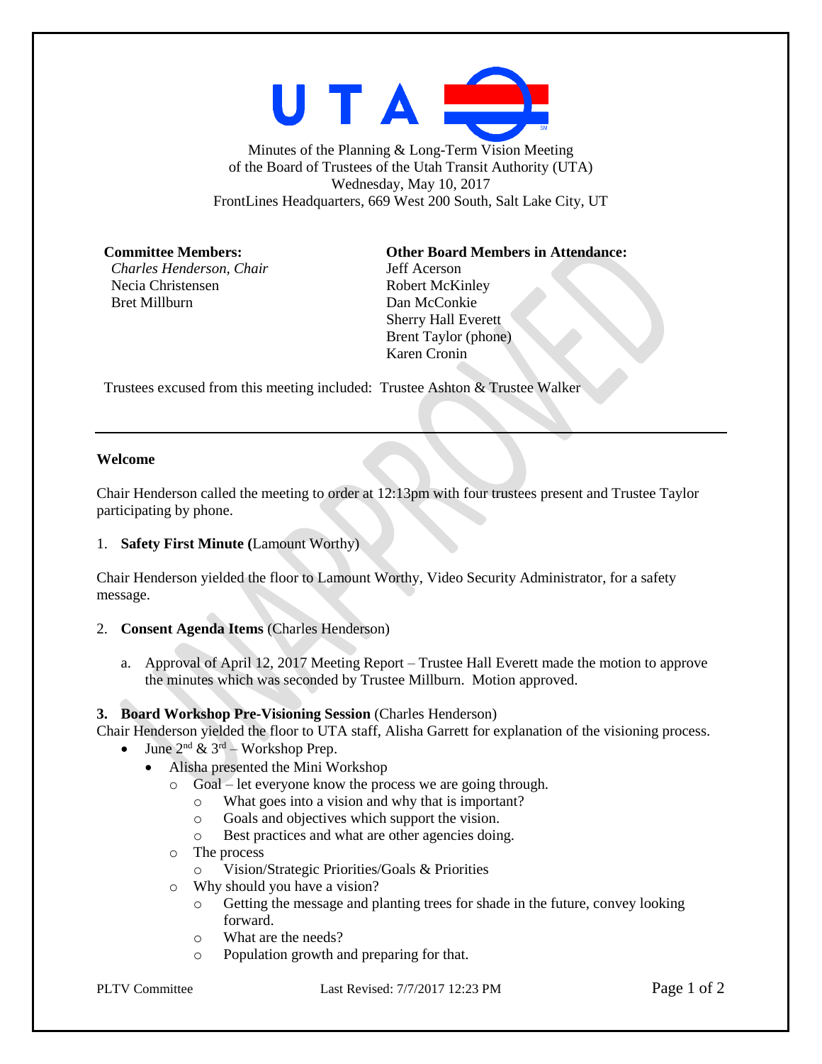Minutes of the Planning & Long-Term Vision Meeting
of the Board of Trustees of the Utah Transit Authority (UTA)
Wednesday, May 10, 2017
FrontLines Headquarters, 669 West 200 South, Salt Lake City, UT

**Committee Members:**
*Charles Henderson, Chair*
Necia Christensen
Bret Millburn

**Other Board Members in Attendance:**
Jeff Acerson
Robert McKinley
Dan McConkie
Sherry Hall Everett
Brent Taylor (phone)
Karen Cronin

Trustees excused from this meeting included: Trustee Ashton & Trustee Walker

---

**Welcome**

Chair Henderson called the meeting to order at 12:13pm with four trustees present and Trustee Taylor participating by phone.

1. **Safety First Minute (**Lamount Worthy)

Chair Henderson yielded the floor to Lamount Worthy, Video Security Administrator, for a safety message.

2. **Consent Agenda Items** (Charles Henderson)

   a. Approval of April 12, 2017 Meeting Report – Trustee Hall Everett made the motion to approve the minutes which was seconded by Trustee Millburn. Motion approved.

**3. Board Workshop Pre-Visioning Session** (Charles Henderson)

Chair Henderson yielded the floor to UTA staff, Alisha Garrett for explanation of the visioning process.

- June 2nd & 3rd – Workshop Prep.
  - Alisha presented the Mini Workshop
    - Goal – let everyone know the process we are going through.
      - What goes into a vision and why that is important?
      - Goals and objectives which support the vision.
      - Best practices and what are other agencies doing.
    - The process
      - Vision/Strategic Priorities/Goals & Priorities
    - Why should you have a vision?
      - Getting the message and planting trees for shade in the future, convey looking forward.
      - What are the needs?
      - Population growth and preparing for that.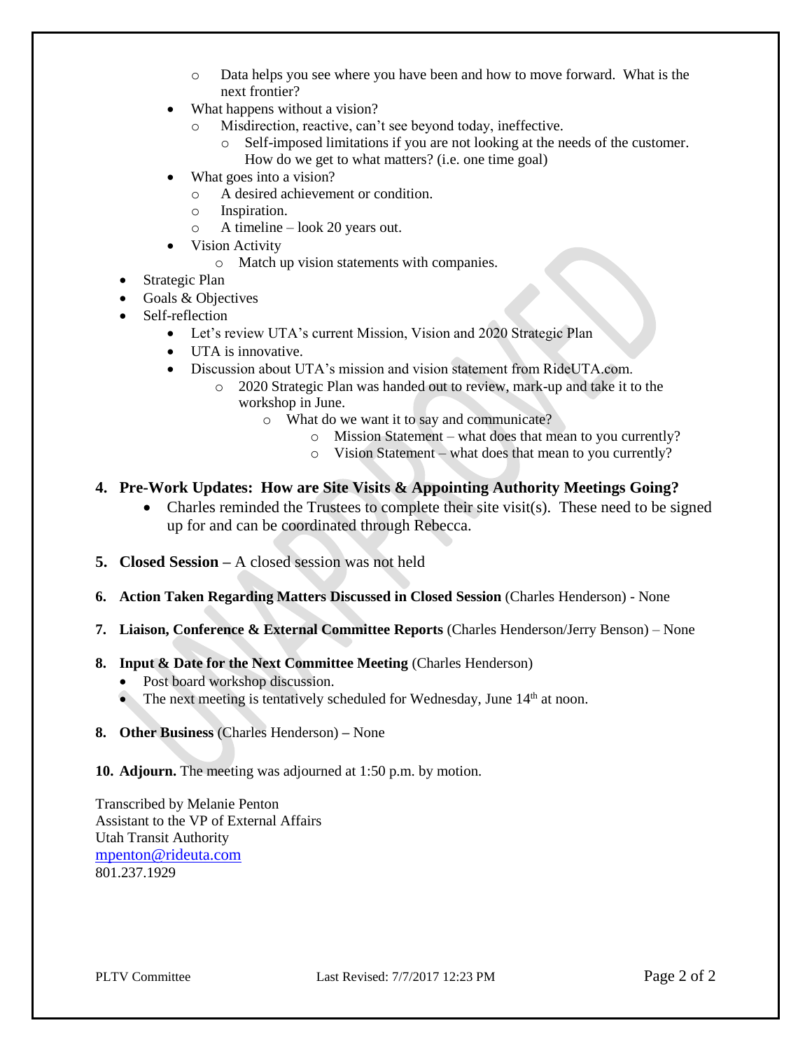- Data helps you see where you have been and how to move forward. What is the next frontier?
- What happens without a vision?
  - Misdirection, reactive, can't see beyond today, ineffective.
    - Self-imposed limitations if you are not looking at the needs of the customer. How do we get to what matters? (i.e. one time goal)
- What goes into a vision?
  - A desired achievement or condition.
  - Inspiration.
  - A timeline – look 20 years out.
- Vision Activity
  - Match up vision statements with companies.

- Strategic Plan
- Goals & Objectives
- Self-reflection
  - Let's review UTA's current Mission, Vision and 2020 Strategic Plan
  - UTA is innovative.
  - Discussion about UTA's mission and vision statement from RideUTA.com.
    - 2020 Strategic Plan was handed out to review, mark-up and take it to the workshop in June.
      - What do we want it to say and communicate?
        - Mission Statement – what does that mean to you currently?
        - Vision Statement – what does that mean to you currently?

**4. Pre-Work Updates: How are Site Visits & Appointing Authority Meetings Going?**

- Charles reminded the Trustees to complete their site visit(s). These need to be signed up for and can be coordinated through Rebecca.

**5. Closed Session –** A closed session was not held

**6. Action Taken Regarding Matters Discussed in Closed Session** (Charles Henderson) - None

**7. Liaison, Conference & External Committee Reports** (Charles Henderson/Jerry Benson) – None

**8. Input & Date for the Next Committee Meeting** (Charles Henderson)

- Post board workshop discussion.
- The next meeting is tentatively scheduled for Wednesday, June 14th at noon.

**8. Other Business** (Charles Henderson) **–** None

**10. Adjourn.** The meeting was adjourned at 1:50 p.m. by motion.

Transcribed by Melanie Penton
Assistant to the VP of External Affairs
Utah Transit Authority
mpenton@rideuta.com
801.237.1929